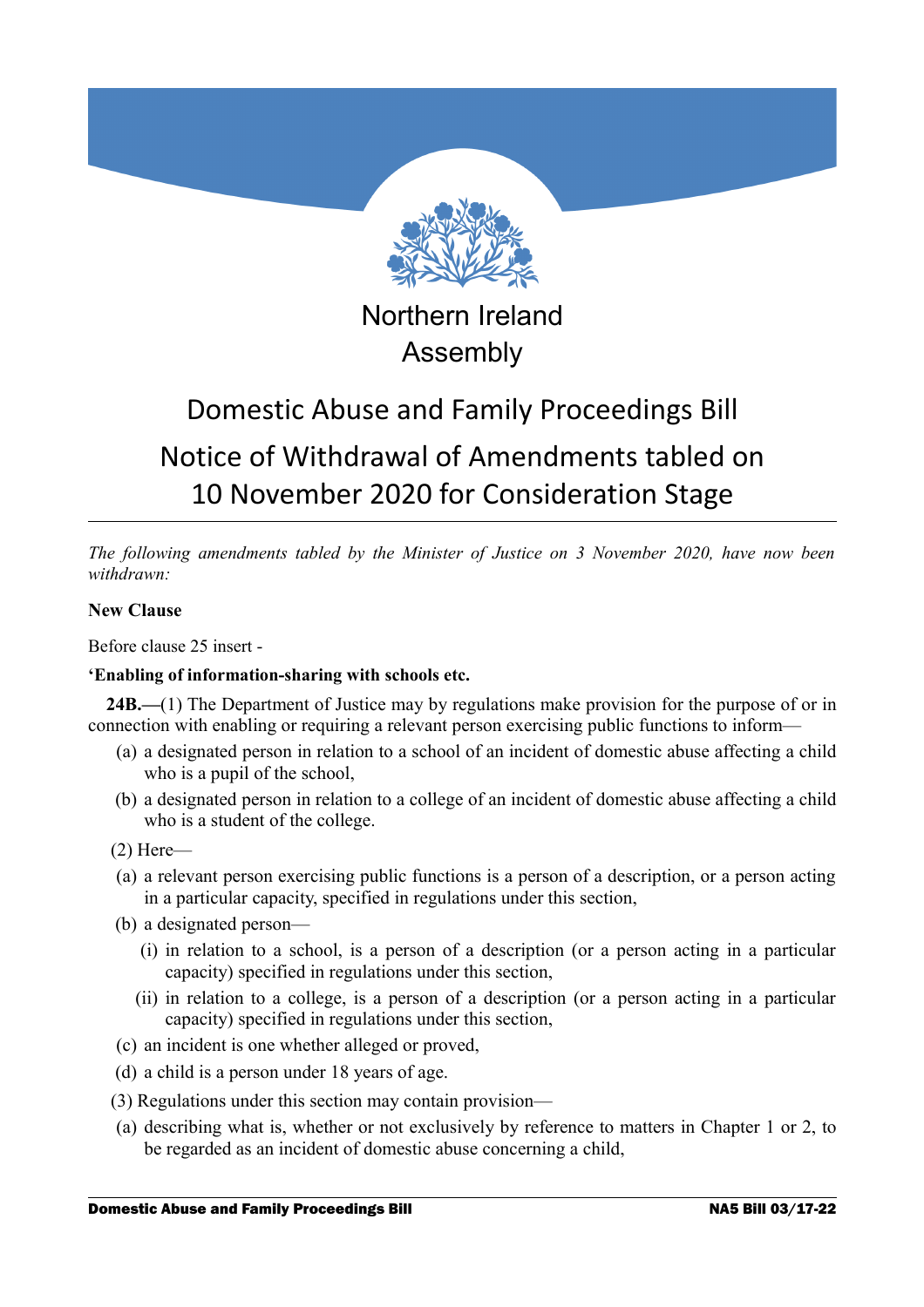Northern Ireland Assembly

# Domestic Abuse and Family Proceedings Bill

## Notice of Withdrawal of Amendments tabled on 10 November 2020 for Consideration Stage

*The following amendments tabled by the Minister of Justice on 3 November 2020, have now been withdrawn:*

**New Clause**

Before clause 25 insert -

**'Enabling of information-sharing with schools etc.**

**24B.—**(1) The Department of Justice may by regulations make provision for the purpose of or in connection with enabling or requiring a relevant person exercising public functions to inform—

- (a) a designated person in relation to a school of an incident of domestic abuse affecting a child who is a pupil of the school,
- (b) a designated person in relation to a college of an incident of domestic abuse affecting a child who is a student of the college.

(2) Here—

- (a) a relevant person exercising public functions is a person of a description, or a person acting in a particular capacity, specified in regulations under this section,
- (b) a designated person—
  - (i) in relation to a school, is a person of a description (or a person acting in a particular capacity) specified in regulations under this section,
  - (ii) in relation to a college, is a person of a description (or a person acting in a particular capacity) specified in regulations under this section,
- (c) an incident is one whether alleged or proved,
- (d) a child is a person under 18 years of age.

(3) Regulations under this section may contain provision—

- (a) describing what is, whether or not exclusively by reference to matters in Chapter 1 or 2, to be regarded as an incident of domestic abuse concerning a child,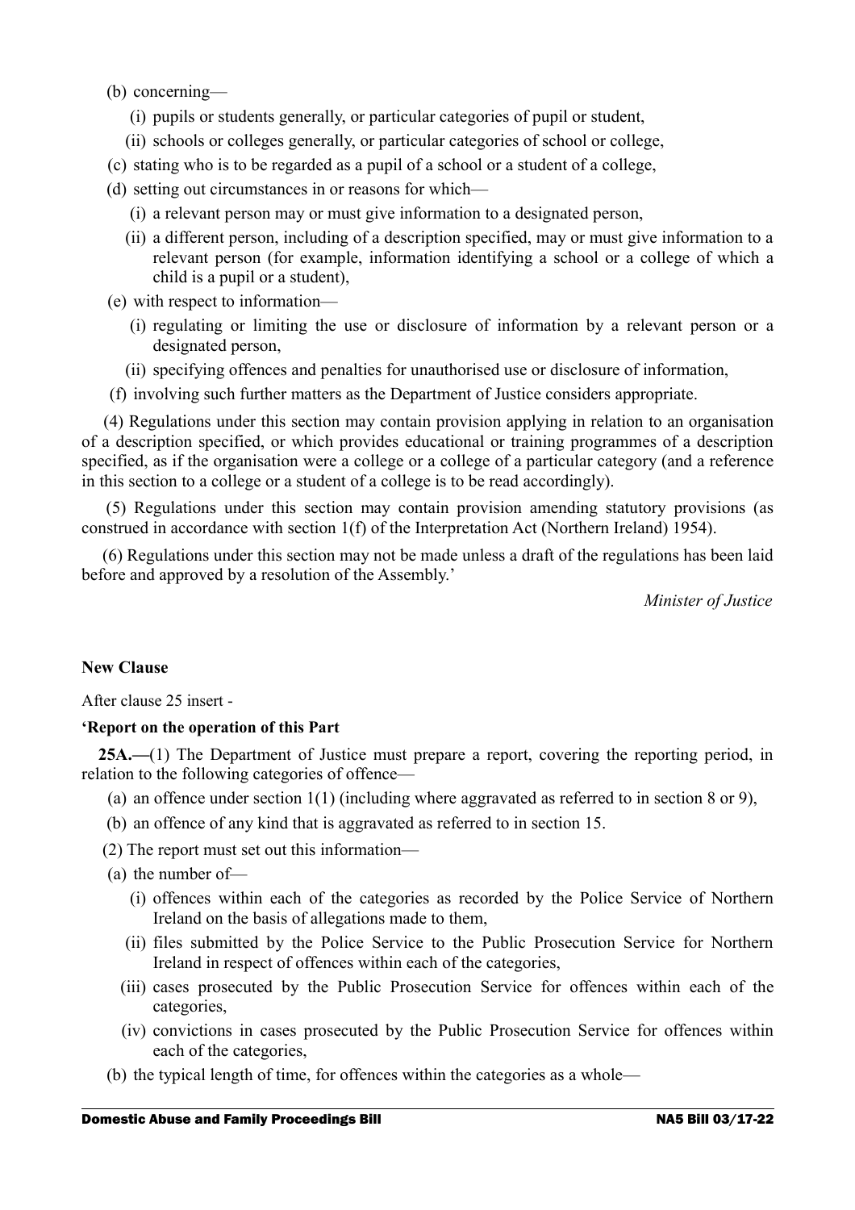(b) concerning—

  (i) pupils or students generally, or particular categories of pupil or student,

  (ii) schools or colleges generally, or particular categories of school or college,

(c) stating who is to be regarded as a pupil of a school or a student of a college,

(d) setting out circumstances in or reasons for which—

  (i) a relevant person may or must give information to a designated person,

  (ii) a different person, including of a description specified, may or must give information to a relevant person (for example, information identifying a school or a college of which a child is a pupil or a student),

(e) with respect to information—

  (i) regulating or limiting the use or disclosure of information by a relevant person or a designated person,

  (ii) specifying offences and penalties for unauthorised use or disclosure of information,

(f) involving such further matters as the Department of Justice considers appropriate.

(4) Regulations under this section may contain provision applying in relation to an organisation of a description specified, or which provides educational or training programmes of a description specified, as if the organisation were a college or a college of a particular category (and a reference in this section to a college or a student of a college is to be read accordingly).

(5) Regulations under this section may contain provision amending statutory provisions (as construed in accordance with section 1(f) of the Interpretation Act (Northern Ireland) 1954).

(6) Regulations under this section may not be made unless a draft of the regulations has been laid before and approved by a resolution of the Assembly.'

*Minister of Justice*

**New Clause**

After clause 25 insert -

**'Report on the operation of this Part**

**25A.—**(1) The Department of Justice must prepare a report, covering the reporting period, in relation to the following categories of offence—

(a) an offence under section 1(1) (including where aggravated as referred to in section 8 or 9),

(b) an offence of any kind that is aggravated as referred to in section 15.

(2) The report must set out this information—

(a) the number of—

  (i) offences within each of the categories as recorded by the Police Service of Northern Ireland on the basis of allegations made to them,

  (ii) files submitted by the Police Service to the Public Prosecution Service for Northern Ireland in respect of offences within each of the categories,

  (iii) cases prosecuted by the Public Prosecution Service for offences within each of the categories,

  (iv) convictions in cases prosecuted by the Public Prosecution Service for offences within each of the categories,

(b) the typical length of time, for offences within the categories as a whole—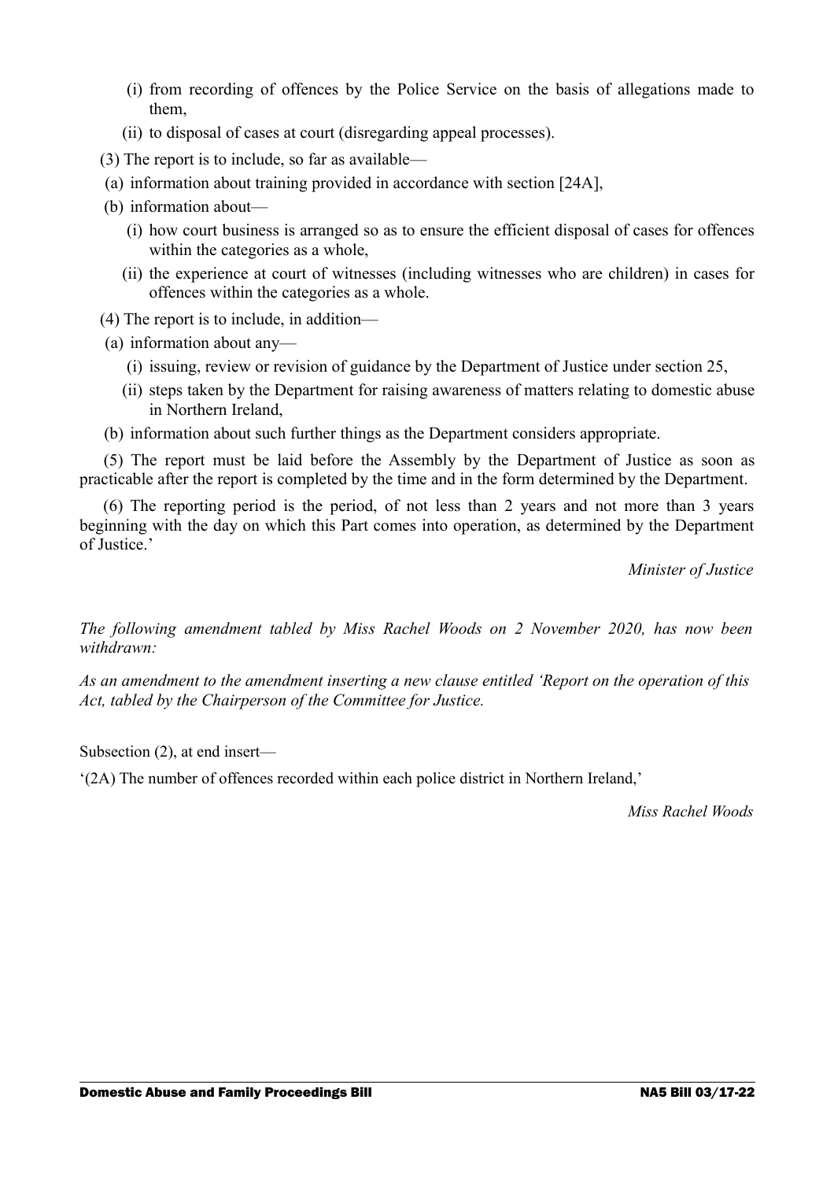(i) from recording of offences by the Police Service on the basis of allegations made to them,

(ii) to disposal of cases at court (disregarding appeal processes).

(3) The report is to include, so far as available—

(a) information about training provided in accordance with section [24A],

(b) information about—

(i) how court business is arranged so as to ensure the efficient disposal of cases for offences within the categories as a whole,

(ii) the experience at court of witnesses (including witnesses who are children) in cases for offences within the categories as a whole.

(4) The report is to include, in addition—

(a) information about any—

(i) issuing, review or revision of guidance by the Department of Justice under section 25,

(ii) steps taken by the Department for raising awareness of matters relating to domestic abuse in Northern Ireland,

(b) information about such further things as the Department considers appropriate.

(5) The report must be laid before the Assembly by the Department of Justice as soon as practicable after the report is completed by the time and in the form determined by the Department.

(6) The reporting period is the period, of not less than 2 years and not more than 3 years beginning with the day on which this Part comes into operation, as determined by the Department of Justice.'

*Minister of Justice*

*The following amendment tabled by Miss Rachel Woods on 2 November 2020, has now been withdrawn:*

*As an amendment to the amendment inserting a new clause entitled 'Report on the operation of this Act, tabled by the Chairperson of the Committee for Justice.*

Subsection (2), at end insert—

'(2A) The number of offences recorded within each police district in Northern Ireland,'

*Miss Rachel Woods*